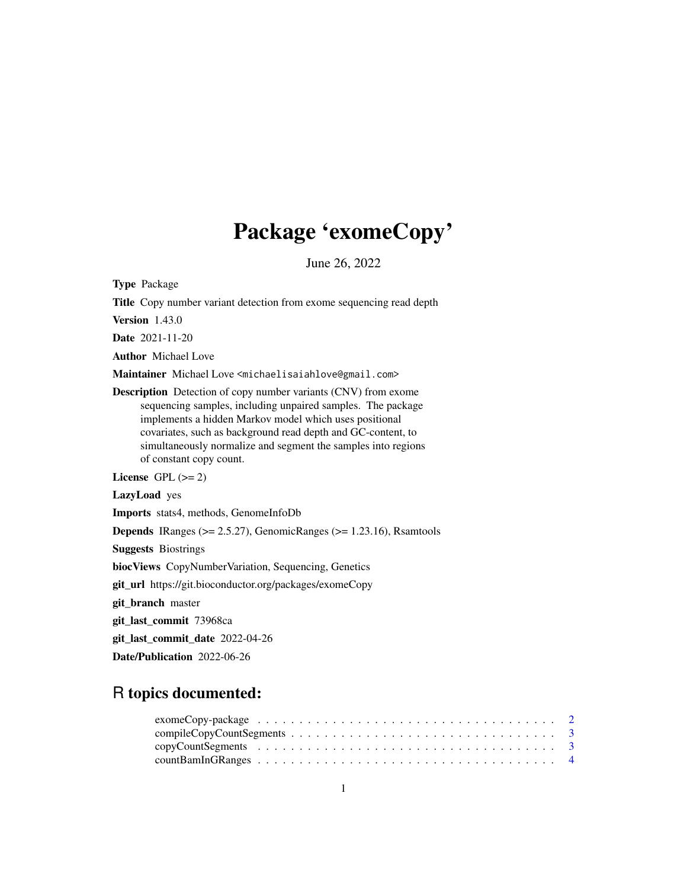# Package 'exomeCopy'

June 26, 2022

**Type** Package

**Title** Copy number variant detection from exome sequencing read depth

**Version** 1.43.0

**Date** 2021-11-20

**Author** Michael Love

**Maintainer** Michael Love <michaelisaiahlove@gmail.com>

**Description** Detection of copy number variants (CNV) from exome sequencing samples, including unpaired samples. The package implements a hidden Markov model which uses positional covariates, such as background read depth and GC-content, to simultaneously normalize and segment the samples into regions of constant copy count.

**License** GPL (>= 2)

**LazyLoad** yes

**Imports** stats4, methods, GenomeInfoDb

**Depends** IRanges (>= 2.5.27), GenomicRanges (>= 1.23.16), Rsamtools

**Suggests** Biostrings

**biocViews** CopyNumberVariation, Sequencing, Genetics

**git_url** https://git.bioconductor.org/packages/exomeCopy

**git_branch** master

**git_last_commit** 73968ca

**git_last_commit_date** 2022-04-26

**Date/Publication** 2022-06-26

## R topics documented:

exomeCopy-package . . . . . . . . . . . . . . . . . . . . . . . . . . . . . . . . . . . . 2
compileCopyCountSegments . . . . . . . . . . . . . . . . . . . . . . . . . . . . . . . 3
copyCountSegments . . . . . . . . . . . . . . . . . . . . . . . . . . . . . . . . . . . 3
countBamInGRanges . . . . . . . . . . . . . . . . . . . . . . . . . . . . . . . . . . . 4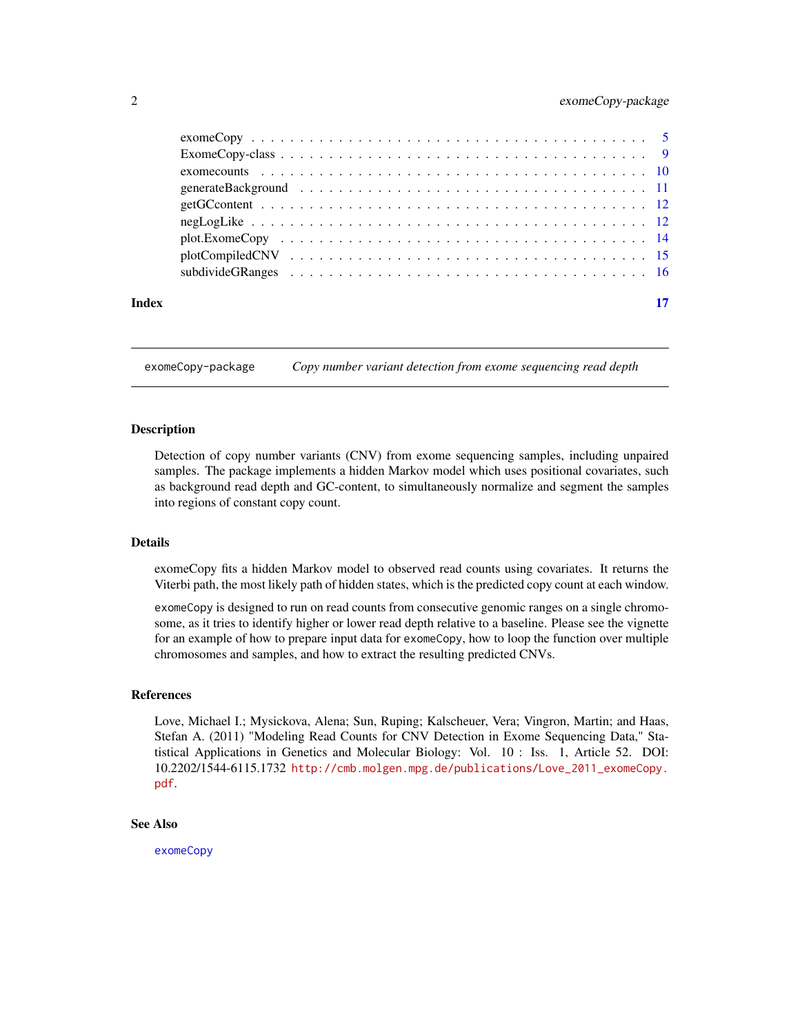exomeCopy . . . . . . . . . . . . . . . . . . . . . . . . . . . . . . . . . . . . . . . . 5
ExomeCopy-class . . . . . . . . . . . . . . . . . . . . . . . . . . . . . . . . . . . . . . 9
exomecounts . . . . . . . . . . . . . . . . . . . . . . . . . . . . . . . . . . . . . . . . 10
generateBackground . . . . . . . . . . . . . . . . . . . . . . . . . . . . . . . . . . . . 11
getGCcontent . . . . . . . . . . . . . . . . . . . . . . . . . . . . . . . . . . . . . . . 12
negLogLike . . . . . . . . . . . . . . . . . . . . . . . . . . . . . . . . . . . . . . . . 12
plot.ExomeCopy . . . . . . . . . . . . . . . . . . . . . . . . . . . . . . . . . . . . . . 14
plotCompiledCNV . . . . . . . . . . . . . . . . . . . . . . . . . . . . . . . . . . . . . 15
subdivideGRanges . . . . . . . . . . . . . . . . . . . . . . . . . . . . . . . . . . . . . 16

**Index** **17**

---

## `exomeCopy-package` *Copy number variant detection from exome sequencing read depth*

---

### Description

Detection of copy number variants (CNV) from exome sequencing samples, including unpaired samples. The package implements a hidden Markov model which uses positional covariates, such as background read depth and GC-content, to simultaneously normalize and segment the samples into regions of constant copy count.

### Details

exomeCopy fits a hidden Markov model to observed read counts using covariates. It returns the Viterbi path, the most likely path of hidden states, which is the predicted copy count at each window.

`exomeCopy` is designed to run on read counts from consecutive genomic ranges on a single chromosome, as it tries to identify higher or lower read depth relative to a baseline. Please see the vignette for an example of how to prepare input data for `exomeCopy`, how to loop the function over multiple chromosomes and samples, and how to extract the resulting predicted CNVs.

### References

Love, Michael I.; Mysickova, Alena; Sun, Ruping; Kalscheuer, Vera; Vingron, Martin; and Haas, Stefan A. (2011) "Modeling Read Counts for CNV Detection in Exome Sequencing Data," Statistical Applications in Genetics and Molecular Biology: Vol. 10 : Iss. 1, Article 52. DOI: 10.2202/1544-6115.1732 http://cmb.molgen.mpg.de/publications/Love_2011_exomeCopy.pdf.

### See Also

`exomeCopy`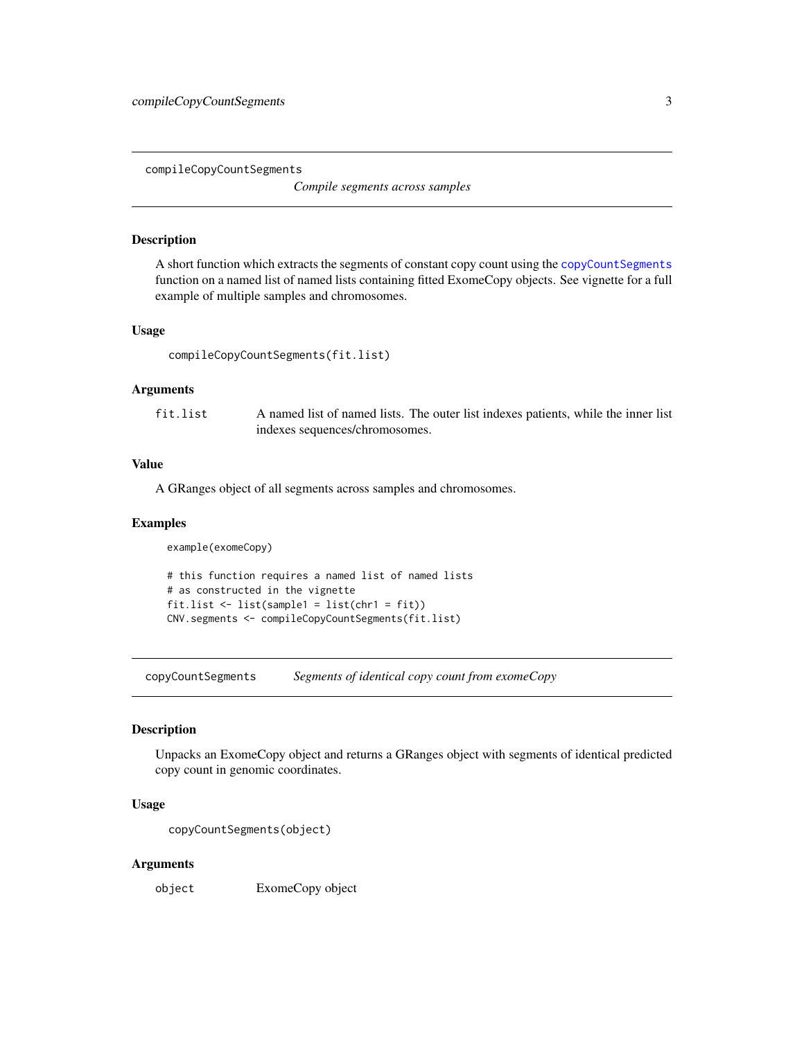## compileCopyCountSegments

*Compile segments across samples*

### Description

A short function which extracts the segments of constant copy count using the copyCountSegments function on a named list of named lists containing fitted ExomeCopy objects. See vignette for a full example of multiple samples and chromosomes.

### Usage

```
compileCopyCountSegments(fit.list)
```

### Arguments

| | |
|---|---|
| fit.list | A named list of named lists. The outer list indexes patients, while the inner list indexes sequences/chromosomes. |

### Value

A GRanges object of all segments across samples and chromosomes.

### Examples

```
example(exomeCopy)

# this function requires a named list of named lists
# as constructed in the vignette
fit.list <- list(sample1 = list(chr1 = fit))
CNV.segments <- compileCopyCountSegments(fit.list)
```

## copyCountSegments

*Segments of identical copy count from exomeCopy*

### Description

Unpacks an ExomeCopy object and returns a GRanges object with segments of identical predicted copy count in genomic coordinates.

### Usage

```
copyCountSegments(object)
```

### Arguments

| | |
|---|---|
| object | ExomeCopy object |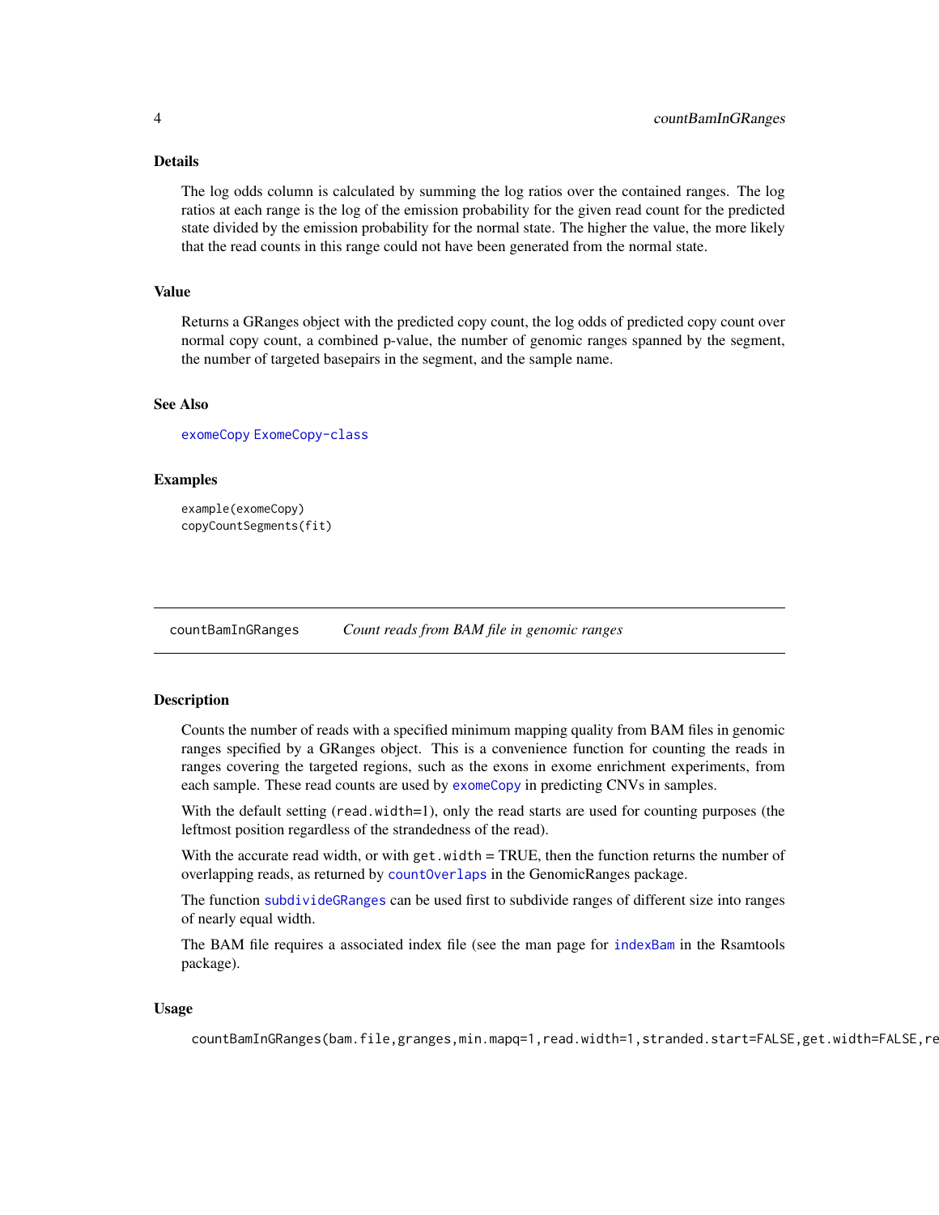## Details

The log odds column is calculated by summing the log ratios over the contained ranges. The log ratios at each range is the log of the emission probability for the given read count for the predicted state divided by the emission probability for the normal state. The higher the value, the more likely that the read counts in this range could not have been generated from the normal state.

## Value

Returns a GRanges object with the predicted copy count, the log odds of predicted copy count over normal copy count, a combined p-value, the number of genomic ranges spanned by the segment, the number of targeted basepairs in the segment, and the sample name.

## See Also

`exomeCopy` `ExomeCopy-class`

## Examples

```
example(exomeCopy)
copyCountSegments(fit)
```

---

# countBamInGRanges — *Count reads from BAM file in genomic ranges*

---

## Description

Counts the number of reads with a specified minimum mapping quality from BAM files in genomic ranges specified by a GRanges object. This is a convenience function for counting the reads in ranges covering the targeted regions, such as the exons in exome enrichment experiments, from each sample. These read counts are used by `exomeCopy` in predicting CNVs in samples.

With the default setting (`read.width=1`), only the read starts are used for counting purposes (the leftmost position regardless of the strandedness of the read).

With the accurate read width, or with `get.width` = TRUE, then the function returns the number of overlapping reads, as returned by `countOverlaps` in the GenomicRanges package.

The function `subdivideGRanges` can be used first to subdivide ranges of different size into ranges of nearly equal width.

The BAM file requires a associated index file (see the man page for `indexBam` in the Rsamtools package).

## Usage

```
countBamInGRanges(bam.file,granges,min.mapq=1,read.width=1,stranded.start=FALSE,get.width=FALSE,re
```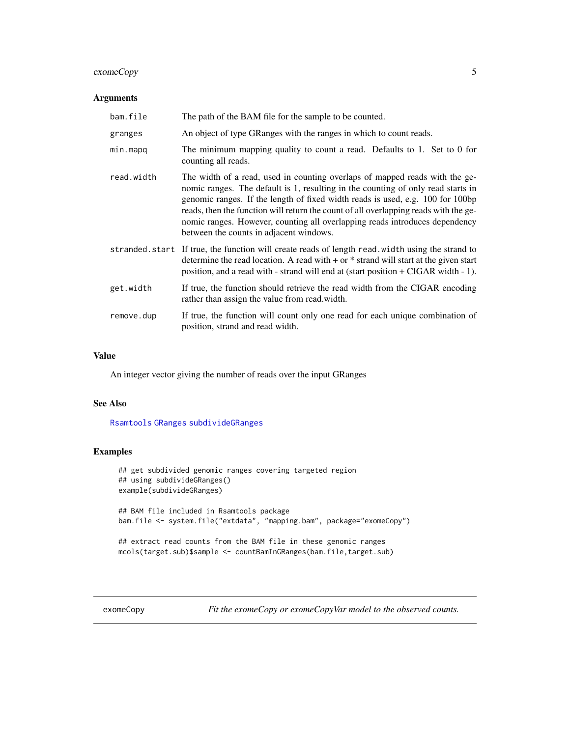### Arguments

| | |
|---|---|
| `bam.file` | The path of the BAM file for the sample to be counted. |
| `granges` | An object of type GRanges with the ranges in which to count reads. |
| `min.mapq` | The minimum mapping quality to count a read. Defaults to 1. Set to 0 for counting all reads. |
| `read.width` | The width of a read, used in counting overlaps of mapped reads with the genomic ranges. The default is 1, resulting in the counting of only read starts in genomic ranges. If the length of fixed width reads is used, e.g. 100 for 100bp reads, then the function will return the count of all overlapping reads with the genomic ranges. However, counting all overlapping reads introduces dependency between the counts in adjacent windows. |
| `stranded.start` | If true, the function will create reads of length `read.width` using the strand to determine the read location. A read with + or * strand will start at the given start position, and a read with - strand will end at (start position + CIGAR width - 1). |
| `get.width` | If true, the function should retrieve the read width from the CIGAR encoding rather than assign the value from read.width. |
| `remove.dup` | If true, the function will count only one read for each unique combination of position, strand and read width. |

### Value

An integer vector giving the number of reads over the input GRanges

### See Also

`Rsamtools` `GRanges` `subdivideGRanges`

### Examples

```
## get subdivided genomic ranges covering targeted region
## using subdivideGRanges()
example(subdivideGRanges)

## BAM file included in Rsamtools package
bam.file <- system.file("extdata", "mapping.bam", package="exomeCopy")

## extract read counts from the BAM file in these genomic ranges
mcols(target.sub)$sample <- countBamInGRanges(bam.file,target.sub)
```

---

## exomeCopy — *Fit the exomeCopy or exomeCopyVar model to the observed counts.*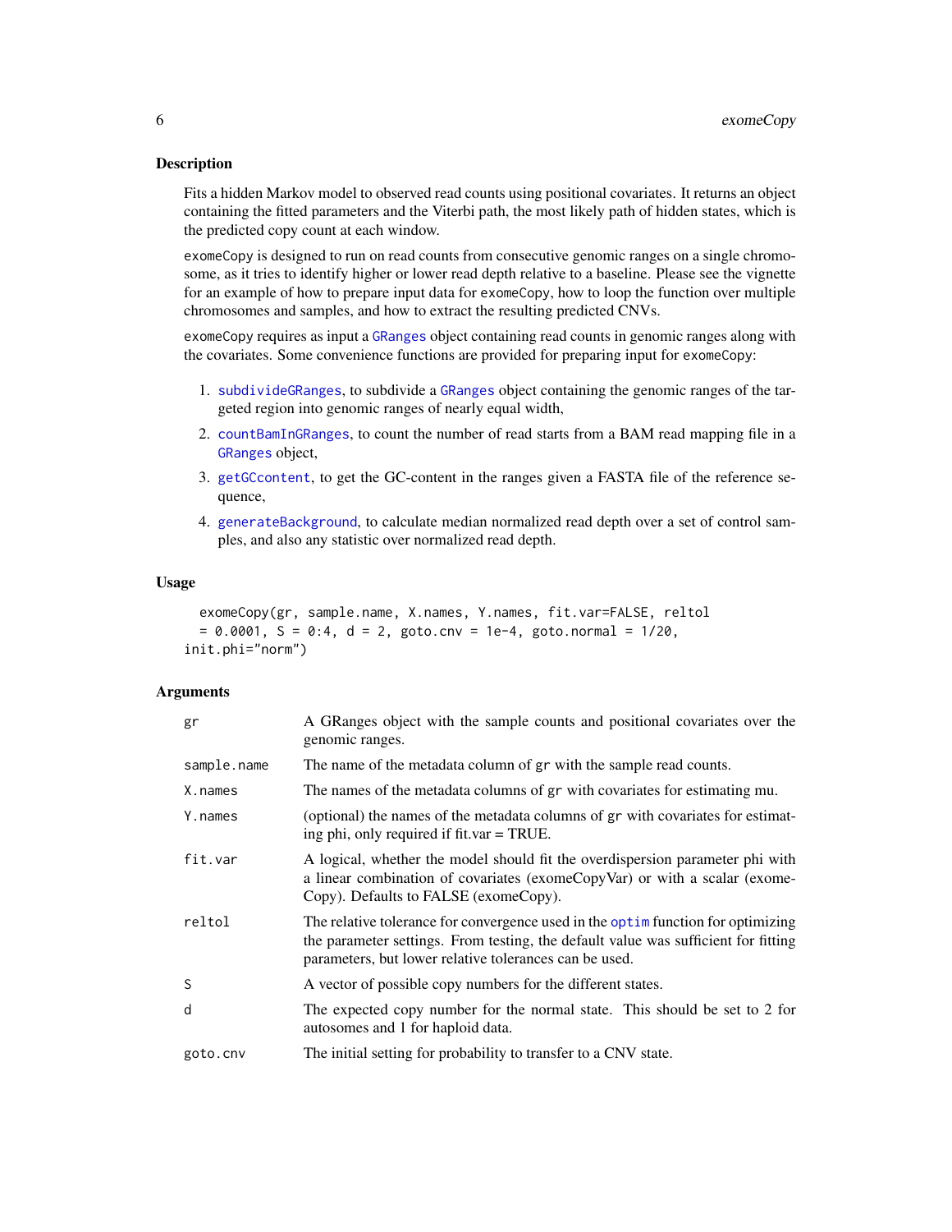## Description

Fits a hidden Markov model to observed read counts using positional covariates. It returns an object containing the fitted parameters and the Viterbi path, the most likely path of hidden states, which is the predicted copy count at each window.

exomeCopy is designed to run on read counts from consecutive genomic ranges on a single chromosome, as it tries to identify higher or lower read depth relative to a baseline. Please see the vignette for an example of how to prepare input data for exomeCopy, how to loop the function over multiple chromosomes and samples, and how to extract the resulting predicted CNVs.

exomeCopy requires as input a GRanges object containing read counts in genomic ranges along with the covariates. Some convenience functions are provided for preparing input for exomeCopy:

1. subdivideGRanges, to subdivide a GRanges object containing the genomic ranges of the targeted region into genomic ranges of nearly equal width,
2. countBamInGRanges, to count the number of read starts from a BAM read mapping file in a GRanges object,
3. getGCcontent, to get the GC-content in the ranges given a FASTA file of the reference sequence,
4. generateBackground, to calculate median normalized read depth over a set of control samples, and also any statistic over normalized read depth.

## Usage

```
exomeCopy(gr, sample.name, X.names, Y.names, fit.var=FALSE, reltol
  = 0.0001, S = 0:4, d = 2, goto.cnv = 1e-4, goto.normal = 1/20,
init.phi="norm")
```

## Arguments

| | |
|---|---|
| gr | A GRanges object with the sample counts and positional covariates over the genomic ranges. |
| sample.name | The name of the metadata column of gr with the sample read counts. |
| X.names | The names of the metadata columns of gr with covariates for estimating mu. |
| Y.names | (optional) the names of the metadata columns of gr with covariates for estimating phi, only required if fit.var = TRUE. |
| fit.var | A logical, whether the model should fit the overdispersion parameter phi with a linear combination of covariates (exomeCopyVar) or with a scalar (exomeCopy). Defaults to FALSE (exomeCopy). |
| reltol | The relative tolerance for convergence used in the optim function for optimizing the parameter settings. From testing, the default value was sufficient for fitting parameters, but lower relative tolerances can be used. |
| S | A vector of possible copy numbers for the different states. |
| d | The expected copy number for the normal state. This should be set to 2 for autosomes and 1 for haploid data. |
| goto.cnv | The initial setting for probability to transfer to a CNV state. |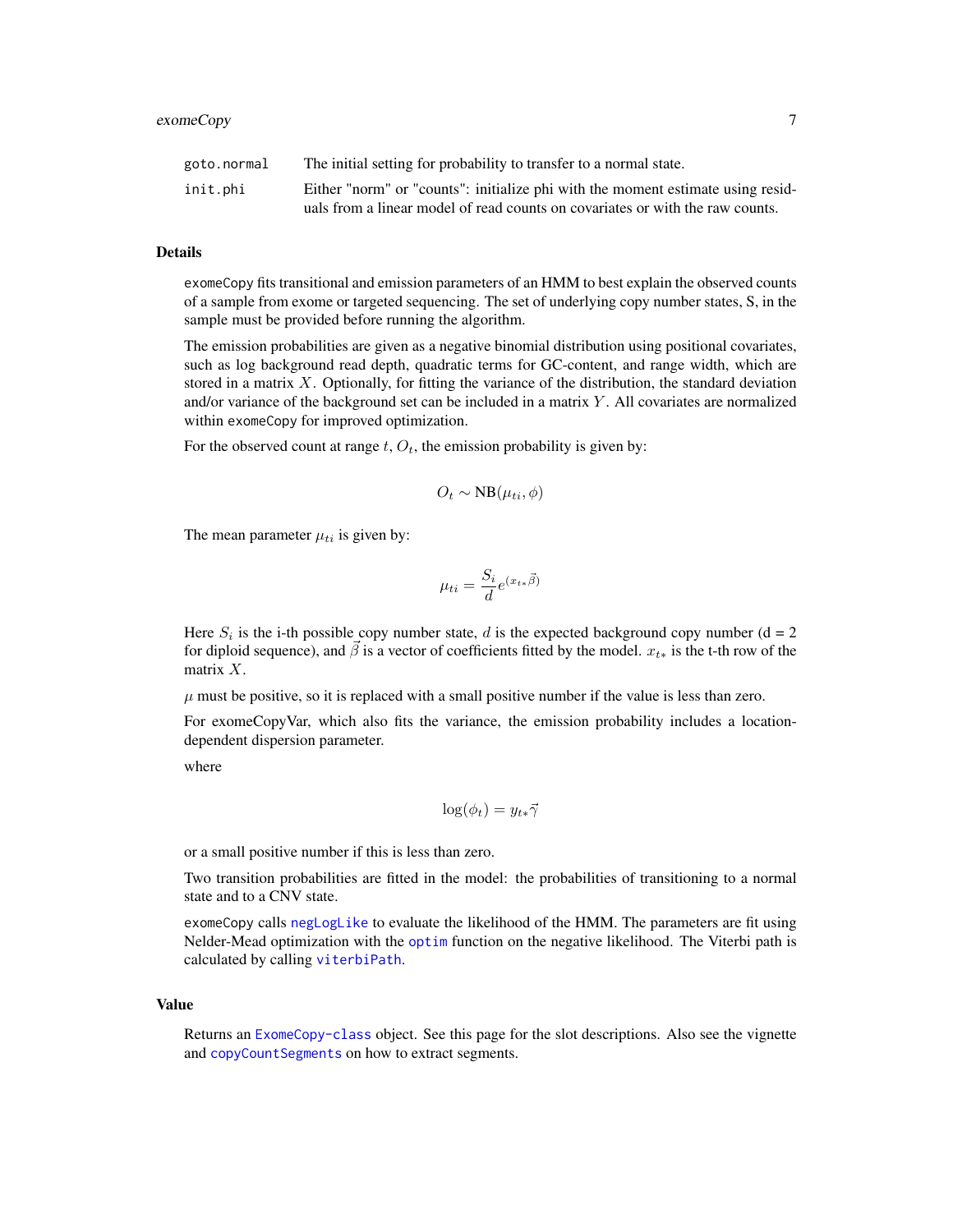| | |
|---|---|
| `goto.normal` | The initial setting for probability to transfer to a normal state. |
| `init.phi` | Either "norm" or "counts": initialize phi with the moment estimate using residuals from a linear model of read counts on covariates or with the raw counts. |

## Details

`exomeCopy` fits transitional and emission parameters of an HMM to best explain the observed counts of a sample from exome or targeted sequencing. The set of underlying copy number states, S, in the sample must be provided before running the algorithm.

The emission probabilities are given as a negative binomial distribution using positional covariates, such as log background read depth, quadratic terms for GC-content, and range width, which are stored in a matrix $X$. Optionally, for fitting the variance of the distribution, the standard deviation and/or variance of the background set can be included in a matrix $Y$. All covariates are normalized within `exomeCopy` for improved optimization.

For the observed count at range $t$, $O_t$, the emission probability is given by:

$$O_t \sim \text{NB}(\mu_{ti}, \phi)$$

The mean parameter $\mu_{ti}$ is given by:

$$\mu_{ti} = \frac{S_i}{d} e^{(x_{t*}\vec{\beta})}$$

Here $S_i$ is the i-th possible copy number state, $d$ is the expected background copy number (d = 2 for diploid sequence), and $\vec{\beta}$ is a vector of coefficients fitted by the model. $x_{t*}$ is the t-th row of the matrix $X$.

$\mu$ must be positive, so it is replaced with a small positive number if the value is less than zero.

For exomeCopyVar, which also fits the variance, the emission probability includes a location-dependent dispersion parameter.

where

$$\log(\phi_t) = y_{t*}\vec{\gamma}$$

or a small positive number if this is less than zero.

Two transition probabilities are fitted in the model: the probabilities of transitioning to a normal state and to a CNV state.

`exomeCopy` calls `negLogLike` to evaluate the likelihood of the HMM. The parameters are fit using Nelder-Mead optimization with the `optim` function on the negative likelihood. The Viterbi path is calculated by calling `viterbiPath`.

## Value

Returns an `ExomeCopy-class` object. See this page for the slot descriptions. Also see the vignette and `copyCountSegments` on how to extract segments.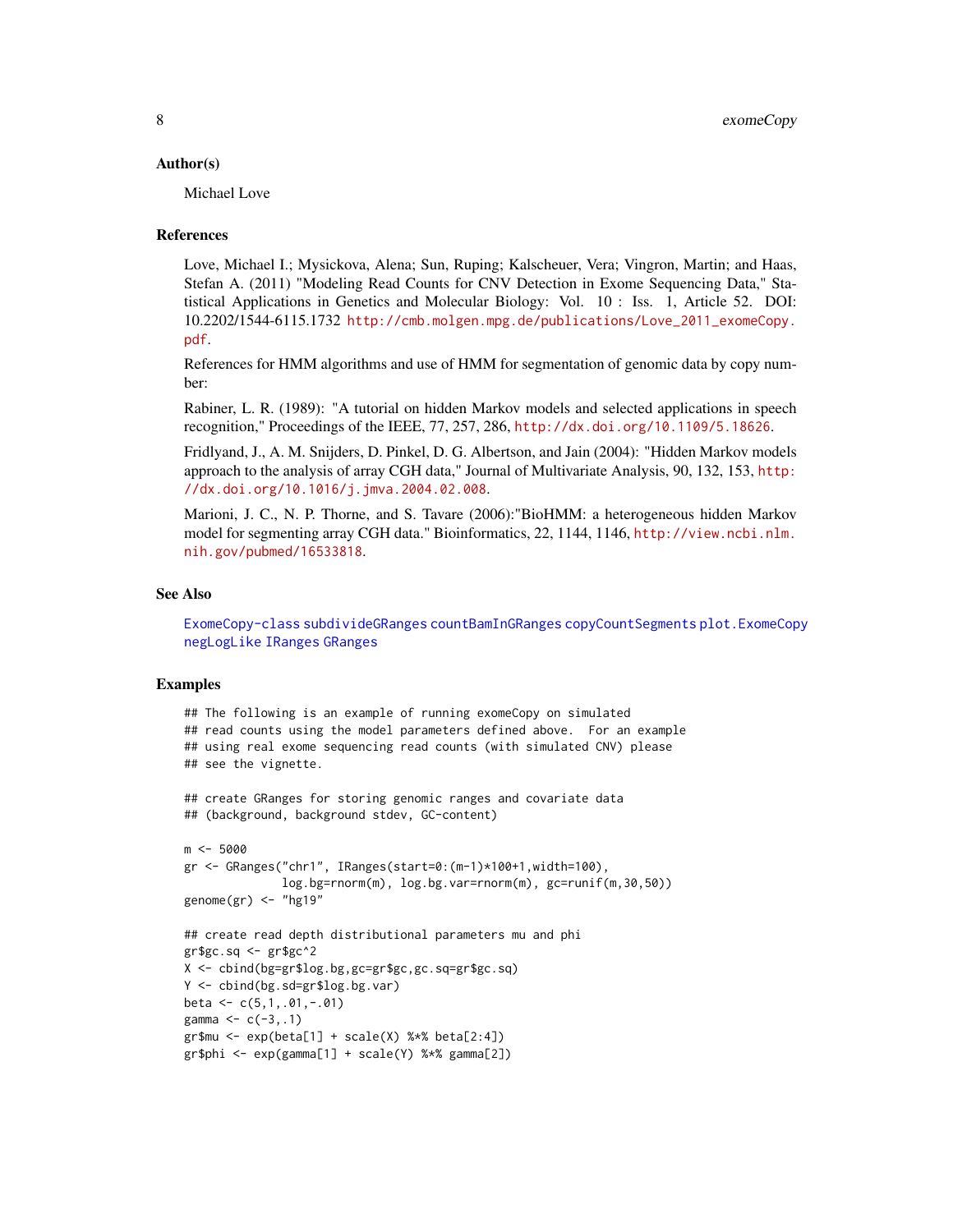### Author(s)

Michael Love

### References

Love, Michael I.; Mysickova, Alena; Sun, Ruping; Kalscheuer, Vera; Vingron, Martin; and Haas, Stefan A. (2011) "Modeling Read Counts for CNV Detection in Exome Sequencing Data," Statistical Applications in Genetics and Molecular Biology: Vol. 10 : Iss. 1, Article 52. DOI: 10.2202/1544-6115.1732 http://cmb.molgen.mpg.de/publications/Love_2011_exomeCopy.pdf.

References for HMM algorithms and use of HMM for segmentation of genomic data by copy number:

Rabiner, L. R. (1989): "A tutorial on hidden Markov models and selected applications in speech recognition," Proceedings of the IEEE, 77, 257, 286, http://dx.doi.org/10.1109/5.18626.

Fridlyand, J., A. M. Snijders, D. Pinkel, D. G. Albertson, and Jain (2004): "Hidden Markov models approach to the analysis of array CGH data," Journal of Multivariate Analysis, 90, 132, 153, http://dx.doi.org/10.1016/j.jmva.2004.02.008.

Marioni, J. C., N. P. Thorne, and S. Tavare (2006):"BioHMM: a heterogeneous hidden Markov model for segmenting array CGH data." Bioinformatics, 22, 1144, 1146, http://view.ncbi.nlm.nih.gov/pubmed/16533818.

### See Also

ExomeCopy-class subdivideGRanges countBamInGRanges copyCountSegments plot.ExomeCopy negLogLike IRanges GRanges

### Examples

```
## The following is an example of running exomeCopy on simulated
## read counts using the model parameters defined above.  For an example
## using real exome sequencing read counts (with simulated CNV) please
## see the vignette.

## create GRanges for storing genomic ranges and covariate data
## (background, background stdev, GC-content)

m <- 5000
gr <- GRanges("chr1", IRanges(start=0:(m-1)*100+1,width=100),
              log.bg=rnorm(m), log.bg.var=rnorm(m), gc=runif(m,30,50))
genome(gr) <- "hg19"

## create read depth distributional parameters mu and phi
gr$gc.sq <- gr$gc^2
X <- cbind(bg=gr$log.bg,gc=gr$gc,gc.sq=gr$gc.sq)
Y <- cbind(bg.sd=gr$log.bg.var)
beta <- c(5,1,.01,-.01)
gamma <- c(-3,.1)
gr$mu <- exp(beta[1] + scale(X) %*% beta[2:4])
gr$phi <- exp(gamma[1] + scale(Y) %*% gamma[2])
```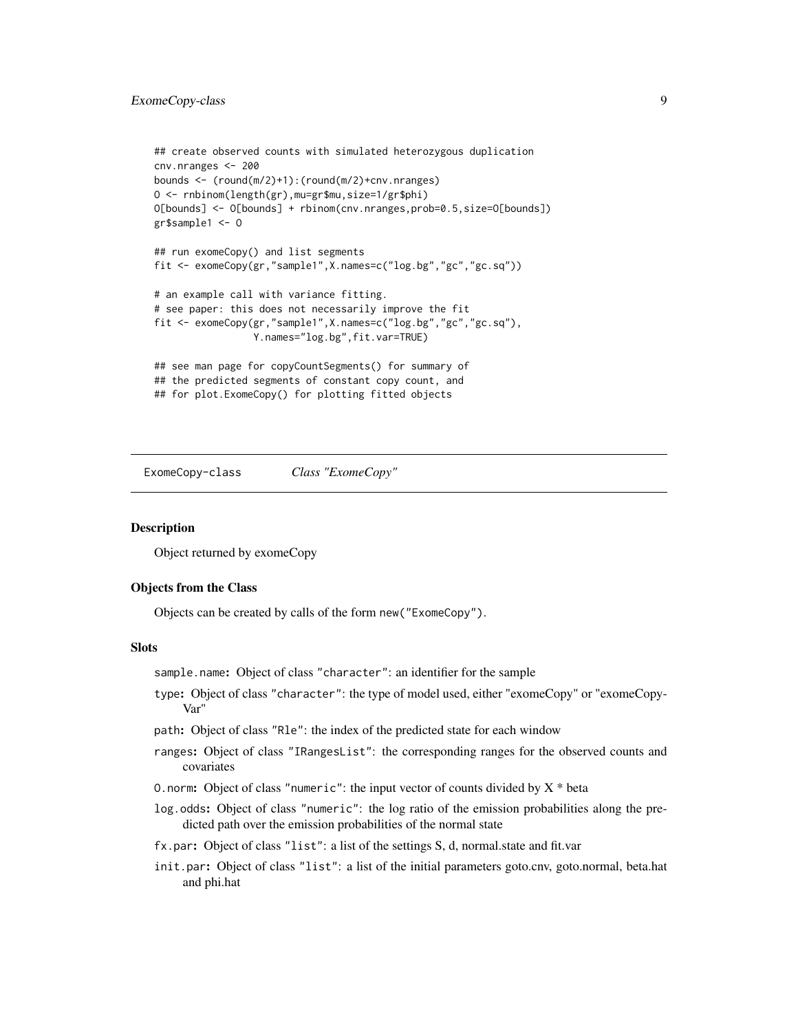```
## create observed counts with simulated heterozygous duplication
cnv.nranges <- 200
bounds <- (round(m/2)+1):(round(m/2)+cnv.nranges)
O <- rnbinom(length(gr),mu=gr$mu,size=1/gr$phi)
O[bounds] <- O[bounds] + rbinom(cnv.nranges,prob=0.5,size=O[bounds])
gr$sample1 <- O

## run exomeCopy() and list segments
fit <- exomeCopy(gr,"sample1",X.names=c("log.bg","gc","gc.sq"))

# an example call with variance fitting.
# see paper: this does not necessarily improve the fit
fit <- exomeCopy(gr,"sample1",X.names=c("log.bg","gc","gc.sq"),
                 Y.names="log.bg",fit.var=TRUE)

## see man page for copyCountSegments() for summary of
## the predicted segments of constant copy count, and
## for plot.ExomeCopy() for plotting fitted objects
```

# ExomeCopy-class *Class "ExomeCopy"*

## Description

Object returned by exomeCopy

## Objects from the Class

Objects can be created by calls of the form `new("ExomeCopy")`.

## Slots

- `sample.name`: Object of class `"character"`: an identifier for the sample
- `type`: Object of class `"character"`: the type of model used, either "exomeCopy" or "exomeCopyVar"
- `path`: Object of class `"Rle"`: the index of the predicted state for each window
- `ranges`: Object of class `"IRangesList"`: the corresponding ranges for the observed counts and covariates
- `O.norm`: Object of class `"numeric"`: the input vector of counts divided by X * beta
- `log.odds`: Object of class `"numeric"`: the log ratio of the emission probabilities along the predicted path over the emission probabilities of the normal state
- `fx.par`: Object of class `"list"`: a list of the settings S, d, normal.state and fit.var
- `init.par`: Object of class `"list"`: a list of the initial parameters goto.cnv, goto.normal, beta.hat and phi.hat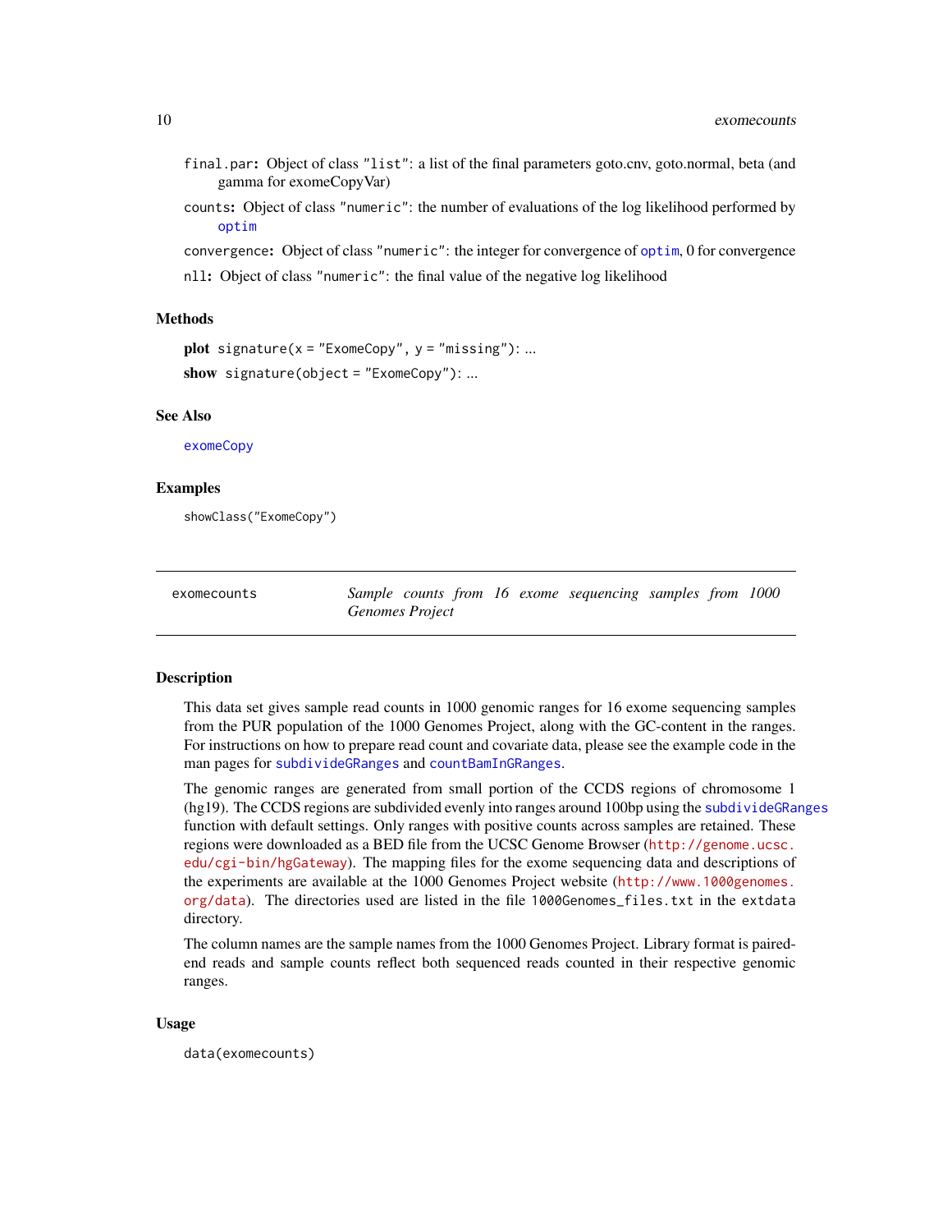- `final.par`: Object of class `"list"`: a list of the final parameters goto.cnv, goto.normal, beta (and gamma for exomeCopyVar)
- `counts`: Object of class `"numeric"`: the number of evaluations of the log likelihood performed by `optim`
- `convergence`: Object of class `"numeric"`: the integer for convergence of `optim`, 0 for convergence
- `nll`: Object of class `"numeric"`: the final value of the negative log likelihood

### Methods

**plot** `signature(x = "ExomeCopy", y = "missing")`: ...

**show** `signature(object = "ExomeCopy")`: ...

### See Also

`exomeCopy`

### Examples

```
showClass("ExomeCopy")
```

---

## exomecounts — *Sample counts from 16 exome sequencing samples from 1000 Genomes Project*

---

### Description

This data set gives sample read counts in 1000 genomic ranges for 16 exome sequencing samples from the PUR population of the 1000 Genomes Project, along with the GC-content in the ranges. For instructions on how to prepare read count and covariate data, please see the example code in the man pages for `subdivideGRanges` and `countBamInGRanges`.

The genomic ranges are generated from small portion of the CCDS regions of chromosome 1 (hg19). The CCDS regions are subdivided evenly into ranges around 100bp using the `subdivideGRanges` function with default settings. Only ranges with positive counts across samples are retained. These regions were downloaded as a BED file from the UCSC Genome Browser (http://genome.ucsc.edu/cgi-bin/hgGateway). The mapping files for the exome sequencing data and descriptions of the experiments are available at the 1000 Genomes Project website (http://www.1000genomes.org/data). The directories used are listed in the file `1000Genomes_files.txt` in the `extdata` directory.

The column names are the sample names from the 1000 Genomes Project. Library format is paired-end reads and sample counts reflect both sequenced reads counted in their respective genomic ranges.

### Usage

```
data(exomecounts)
```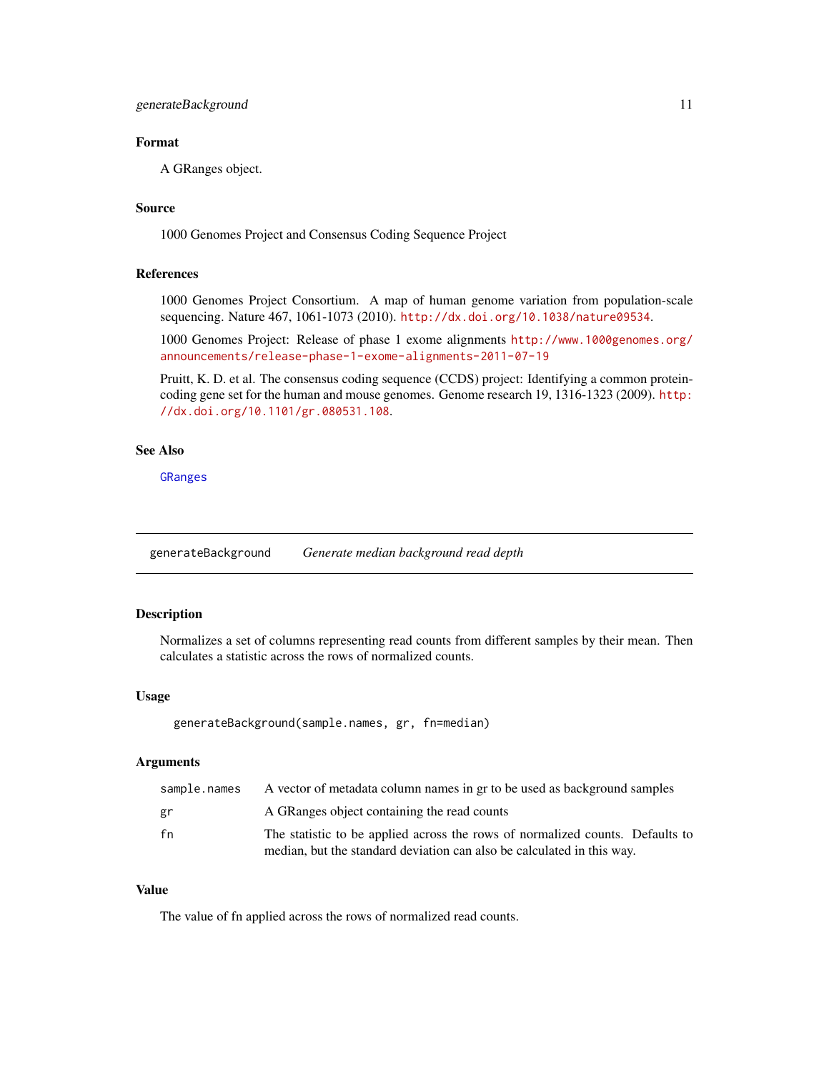### Format

A GRanges object.

### Source

1000 Genomes Project and Consensus Coding Sequence Project

### References

1000 Genomes Project Consortium. A map of human genome variation from population-scale sequencing. Nature 467, 1061-1073 (2010). http://dx.doi.org/10.1038/nature09534.

1000 Genomes Project: Release of phase 1 exome alignments http://www.1000genomes.org/announcements/release-phase-1-exome-alignments-2011-07-19

Pruitt, K. D. et al. The consensus coding sequence (CCDS) project: Identifying a common protein-coding gene set for the human and mouse genomes. Genome research 19, 1316-1323 (2009). http://dx.doi.org/10.1101/gr.080531.108.

### See Also

GRanges

---

## generateBackground — *Generate median background read depth*

### Description

Normalizes a set of columns representing read counts from different samples by their mean. Then calculates a statistic across the rows of normalized counts.

### Usage

```
generateBackground(sample.names, gr, fn=median)
```

### Arguments

| | |
|---|---|
| sample.names | A vector of metadata column names in gr to be used as background samples |
| gr | A GRanges object containing the read counts |
| fn | The statistic to be applied across the rows of normalized counts. Defaults to median, but the standard deviation can also be calculated in this way. |

### Value

The value of fn applied across the rows of normalized read counts.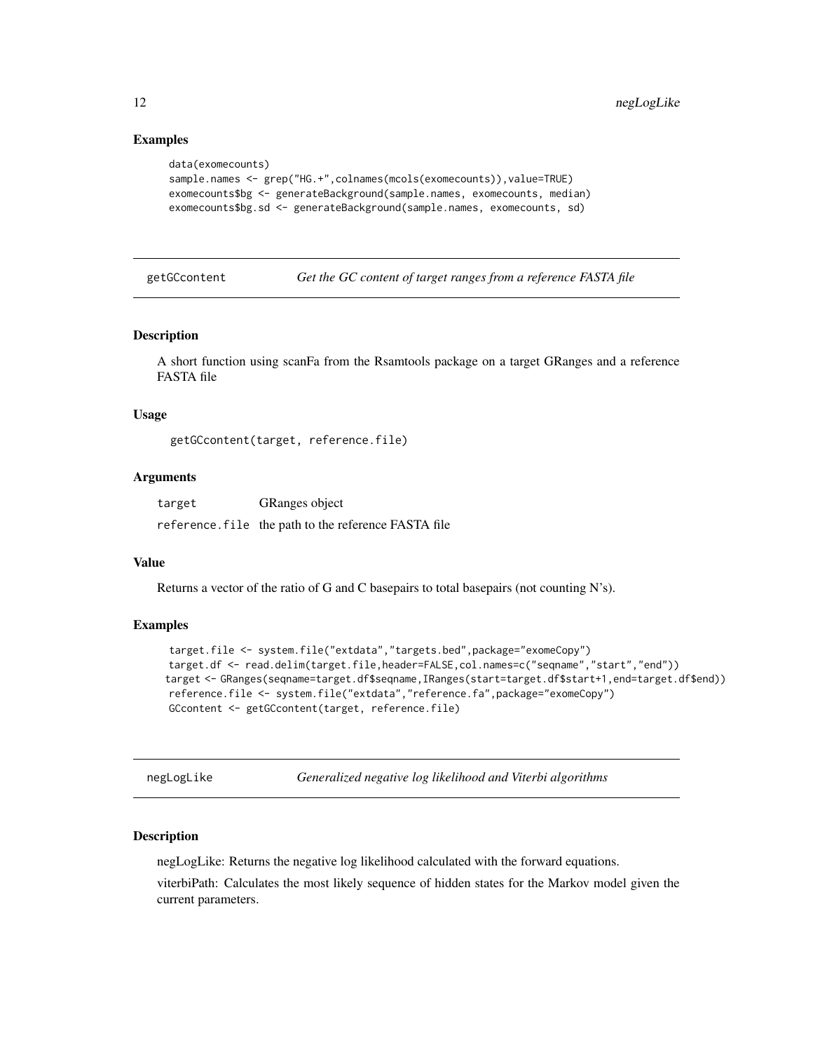### Examples

```
data(exomecounts)
sample.names <- grep("HG.+",colnames(mcols(exomecounts)),value=TRUE)
exomecounts$bg <- generateBackground(sample.names, exomecounts, median)
exomecounts$bg.sd <- generateBackground(sample.names, exomecounts, sd)
```

---

## getGCcontent *Get the GC content of target ranges from a reference FASTA file*

---

### Description

A short function using scanFa from the Rsamtools package on a target GRanges and a reference FASTA file

### Usage

```
getGCcontent(target, reference.file)
```

### Arguments

| | |
|---|---|
| target | GRanges object |
| reference.file | the path to the reference FASTA file |

### Value

Returns a vector of the ratio of G and C basepairs to total basepairs (not counting N's).

### Examples

```
target.file <- system.file("extdata","targets.bed",package="exomeCopy")
target.df <- read.delim(target.file,header=FALSE,col.names=c("seqname","start","end"))
target <- GRanges(seqname=target.df$seqname,IRanges(start=target.df$start+1,end=target.df$end))
reference.file <- system.file("extdata","reference.fa",package="exomeCopy")
GCcontent <- getGCcontent(target, reference.file)
```

---

## negLogLike *Generalized negative log likelihood and Viterbi algorithms*

---

### Description

negLogLike: Returns the negative log likelihood calculated with the forward equations.

viterbiPath: Calculates the most likely sequence of hidden states for the Markov model given the current parameters.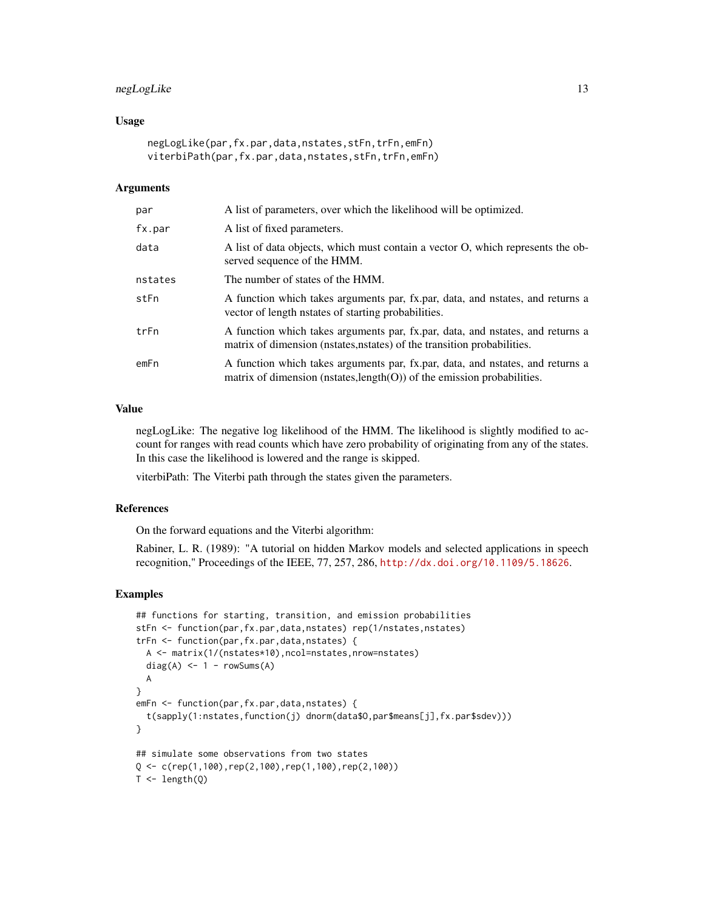### Usage

```
negLogLike(par,fx.par,data,nstates,stFn,trFn,emFn)
viterbiPath(par,fx.par,data,nstates,stFn,trFn,emFn)
```

### Arguments

| | |
|---|---|
| `par` | A list of parameters, over which the likelihood will be optimized. |
| `fx.par` | A list of fixed parameters. |
| `data` | A list of data objects, which must contain a vector O, which represents the observed sequence of the HMM. |
| `nstates` | The number of states of the HMM. |
| `stFn` | A function which takes arguments par, fx.par, data, and nstates, and returns a vector of length nstates of starting probabilities. |
| `trFn` | A function which takes arguments par, fx.par, data, and nstates, and returns a matrix of dimension (nstates,nstates) of the transition probabilities. |
| `emFn` | A function which takes arguments par, fx.par, data, and nstates, and returns a matrix of dimension (nstates,length(O)) of the emission probabilities. |

### Value

negLogLike: The negative log likelihood of the HMM. The likelihood is slightly modified to account for ranges with read counts which have zero probability of originating from any of the states. In this case the likelihood is lowered and the range is skipped.

viterbiPath: The Viterbi path through the states given the parameters.

### References

On the forward equations and the Viterbi algorithm:

Rabiner, L. R. (1989): "A tutorial on hidden Markov models and selected applications in speech recognition," Proceedings of the IEEE, 77, 257, 286, http://dx.doi.org/10.1109/5.18626.

### Examples

```
## functions for starting, transition, and emission probabilities
stFn <- function(par,fx.par,data,nstates) rep(1/nstates,nstates)
trFn <- function(par,fx.par,data,nstates) {
  A <- matrix(1/(nstates*10),ncol=nstates,nrow=nstates)
  diag(A) <- 1 - rowSums(A)
  A
}
emFn <- function(par,fx.par,data,nstates) {
  t(sapply(1:nstates,function(j) dnorm(data$O,par$means[j],fx.par$sdev)))
}

## simulate some observations from two states
Q <- c(rep(1,100),rep(2,100),rep(1,100),rep(2,100))
T <- length(Q)
```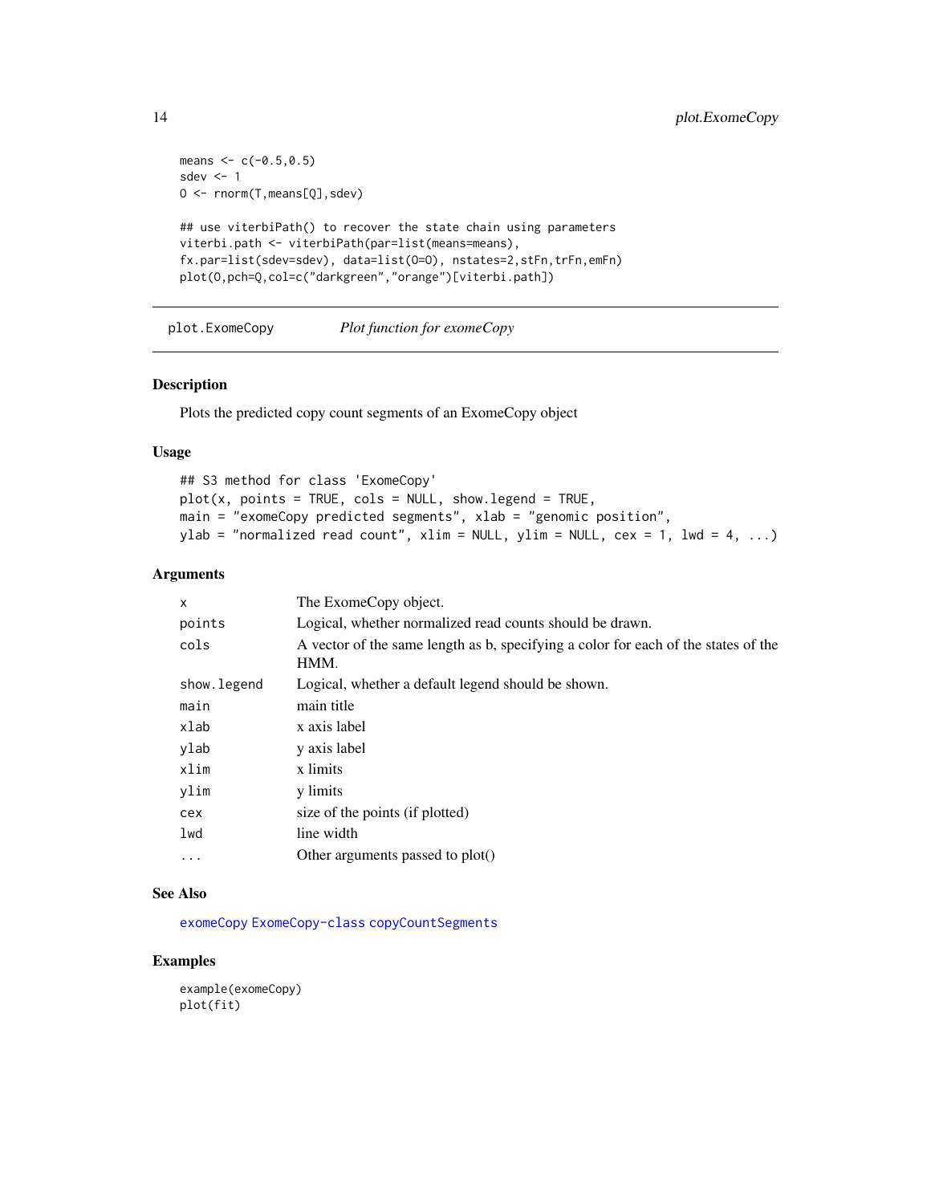```
means <- c(-0.5,0.5)
sdev <- 1
O <- rnorm(T,means[Q],sdev)

## use viterbiPath() to recover the state chain using parameters
viterbi.path <- viterbiPath(par=list(means=means),
fx.par=list(sdev=sdev), data=list(O=O), nstates=2,stFn,trFn,emFn)
plot(O,pch=Q,col=c("darkgreen","orange")[viterbi.path])
```

---

## plot.ExomeCopy — *Plot function for exomeCopy*

### Description

Plots the predicted copy count segments of an ExomeCopy object

### Usage

```
## S3 method for class 'ExomeCopy'
plot(x, points = TRUE, cols = NULL, show.legend = TRUE,
main = "exomeCopy predicted segments", xlab = "genomic position",
ylab = "normalized read count", xlim = NULL, ylim = NULL, cex = 1, lwd = 4, ...)
```

### Arguments

| | |
|---|---|
| `x` | The ExomeCopy object. |
| `points` | Logical, whether normalized read counts should be drawn. |
| `cols` | A vector of the same length as b, specifying a color for each of the states of the HMM. |
| `show.legend` | Logical, whether a default legend should be shown. |
| `main` | main title |
| `xlab` | x axis label |
| `ylab` | y axis label |
| `xlim` | x limits |
| `ylim` | y limits |
| `cex` | size of the points (if plotted) |
| `lwd` | line width |
| `...` | Other arguments passed to plot() |

### See Also

`exomeCopy` `ExomeCopy-class` `copyCountSegments`

### Examples

```
example(exomeCopy)
plot(fit)
```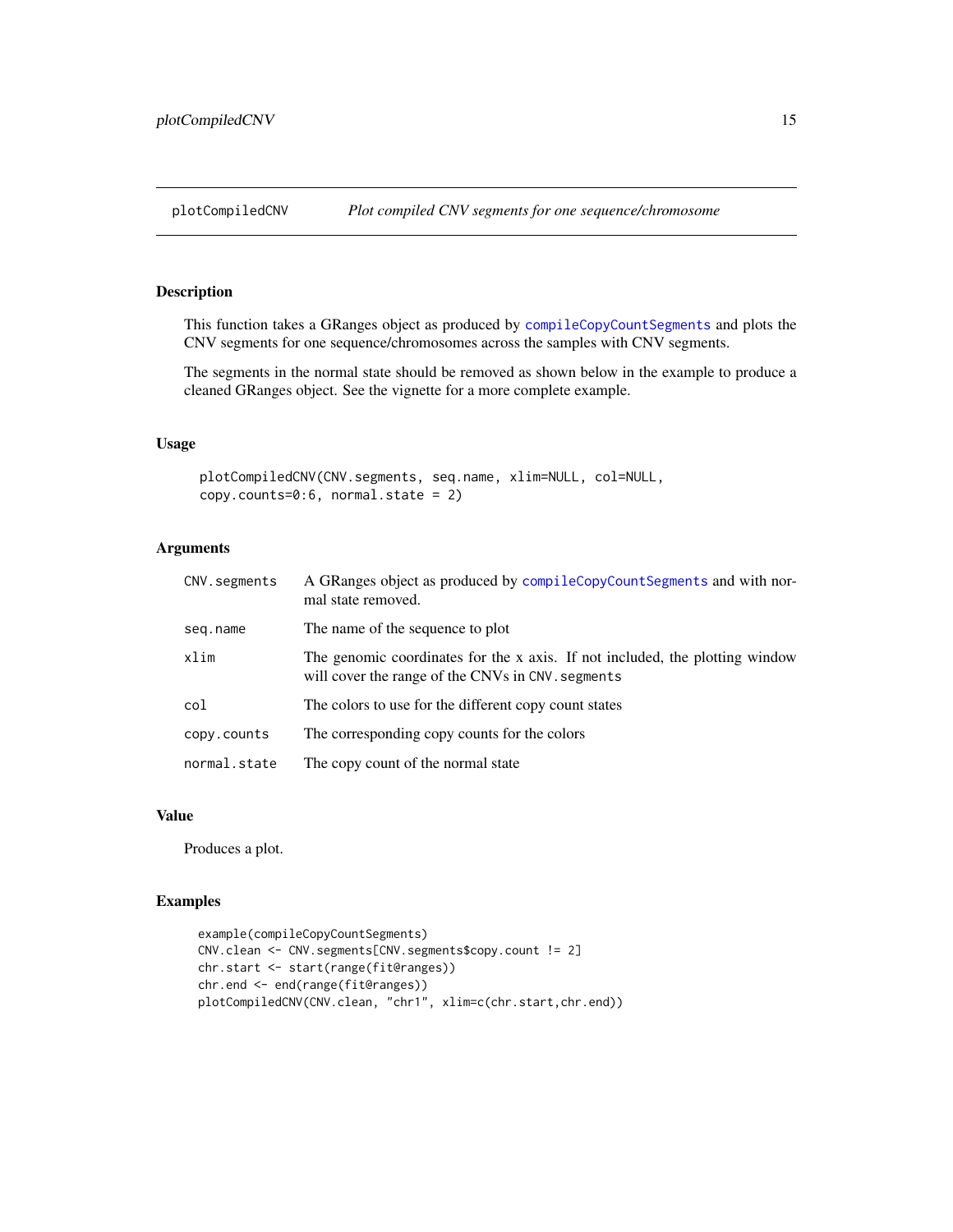## plotCompiledCNV — *Plot compiled CNV segments for one sequence/chromosome*

### Description

This function takes a GRanges object as produced by `compileCopyCountSegments` and plots the CNV segments for one sequence/chromosomes across the samples with CNV segments.

The segments in the normal state should be removed as shown below in the example to produce a cleaned GRanges object. See the vignette for a more complete example.

### Usage

```
plotCompiledCNV(CNV.segments, seq.name, xlim=NULL, col=NULL,
copy.counts=0:6, normal.state = 2)
```

### Arguments

| Argument | Description |
|---|---|
| `CNV.segments` | A GRanges object as produced by `compileCopyCountSegments` and with normal state removed. |
| `seq.name` | The name of the sequence to plot |
| `xlim` | The genomic coordinates for the x axis. If not included, the plotting window will cover the range of the CNVs in `CNV.segments` |
| `col` | The colors to use for the different copy count states |
| `copy.counts` | The corresponding copy counts for the colors |
| `normal.state` | The copy count of the normal state |

### Value

Produces a plot.

### Examples

```
example(compileCopyCountSegments)
CNV.clean <- CNV.segments[CNV.segments$copy.count != 2]
chr.start <- start(range(fit@ranges))
chr.end <- end(range(fit@ranges))
plotCompiledCNV(CNV.clean, "chr1", xlim=c(chr.start,chr.end))
```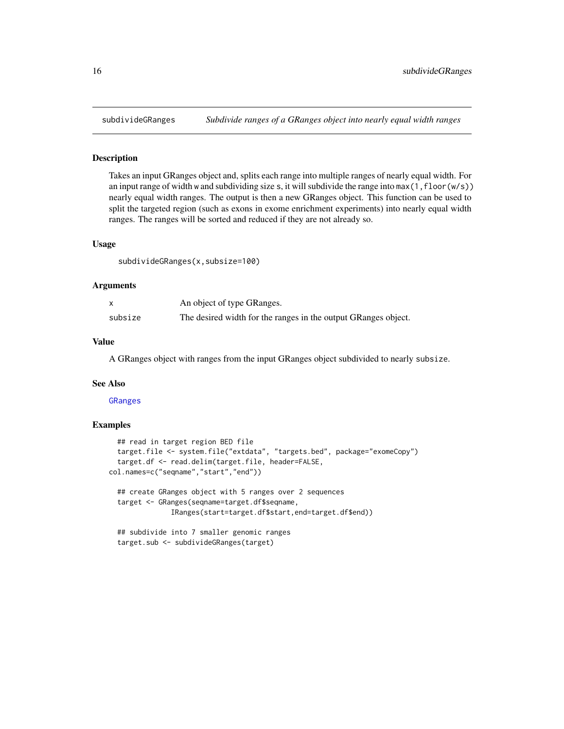## subdivideGRanges *Subdivide ranges of a GRanges object into nearly equal width ranges*

### Description

Takes an input GRanges object and, splits each range into multiple ranges of nearly equal width. For an input range of width w and subdividing size s, it will subdivide the range into `max(1,floor(w/s))` nearly equal width ranges. The output is then a new GRanges object. This function can be used to split the targeted region (such as exons in exome enrichment experiments) into nearly equal width ranges. The ranges will be sorted and reduced if they are not already so.

### Usage

```
subdivideGRanges(x,subsize=100)
```

### Arguments

| | |
|---|---|
| x | An object of type GRanges. |
| subsize | The desired width for the ranges in the output GRanges object. |

### Value

A GRanges object with ranges from the input GRanges object subdivided to nearly `subsize`.

### See Also

GRanges

### Examples

```
  ## read in target region BED file
  target.file <- system.file("extdata", "targets.bed", package="exomeCopy")
  target.df <- read.delim(target.file, header=FALSE,
col.names=c("seqname","start","end"))

  ## create GRanges object with 5 ranges over 2 sequences
  target <- GRanges(seqname=target.df$seqname,
             IRanges(start=target.df$start,end=target.df$end))

  ## subdivide into 7 smaller genomic ranges
  target.sub <- subdivideGRanges(target)
```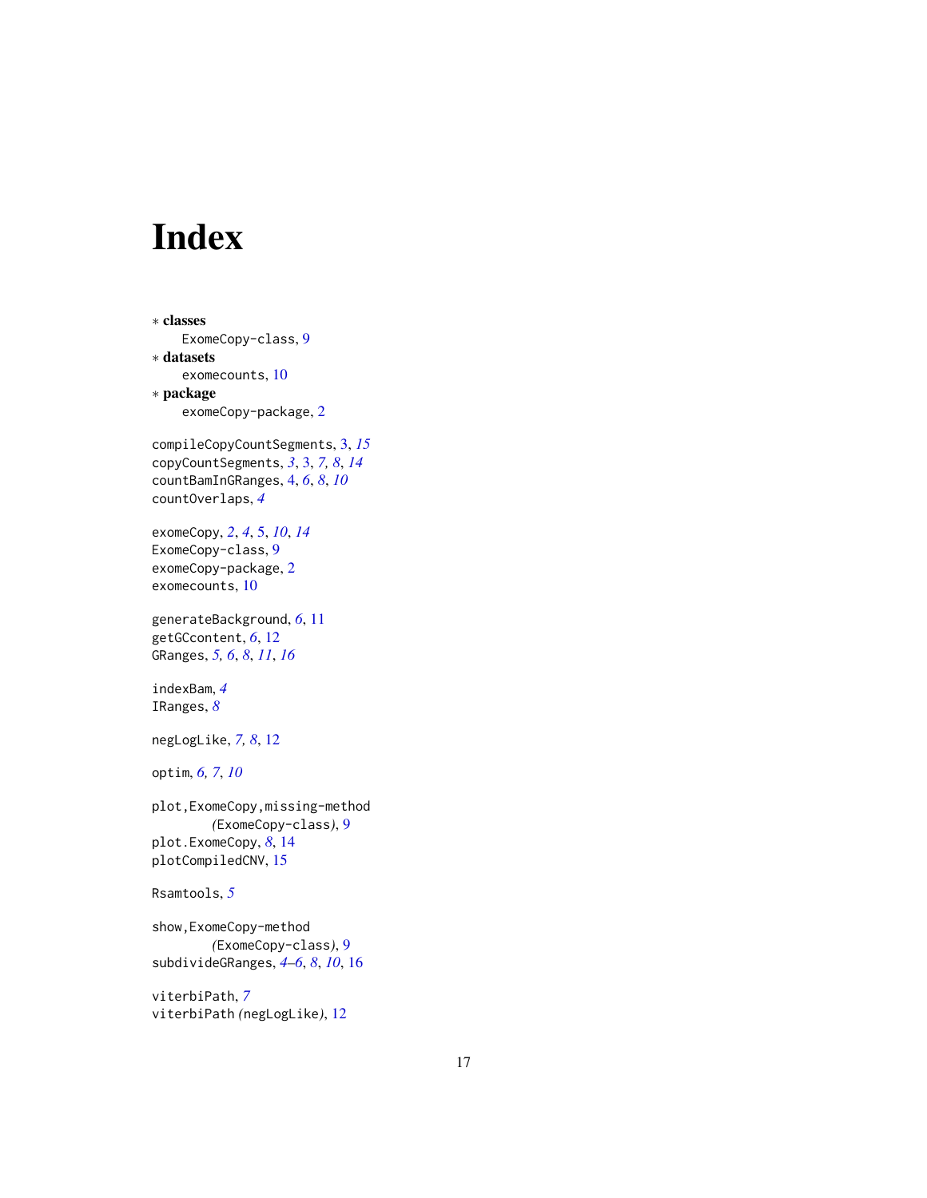# Index

∗ **classes**
  ExomeCopy-class, 9
∗ **datasets**
  exomecounts, 10
∗ **package**
  exomeCopy-package, 2

compileCopyCountSegments, 3, *15*
copyCountSegments, *3*, 3, *7, 8*, *14*
countBamInGRanges, 4, *6*, *8*, *10*
countOverlaps, *4*

exomeCopy, *2*, *4*, 5, *10*, *14*
ExomeCopy-class, 9
exomeCopy-package, 2
exomecounts, 10

generateBackground, *6*, 11
getGCcontent, *6*, 12
GRanges, *5, 6*, *8*, *11*, *16*

indexBam, *4*
IRanges, *8*

negLogLike, *7, 8*, 12

optim, *6, 7*, *10*

plot,ExomeCopy,missing-method
  *(*ExomeCopy-class*)*, 9
plot.ExomeCopy, *8*, 14
plotCompiledCNV, 15

Rsamtools, *5*

show,ExomeCopy-method
  *(*ExomeCopy-class*)*, 9
subdivideGRanges, *4–6*, *8*, *10*, 16

viterbiPath, *7*
viterbiPath *(*negLogLike*)*, 12